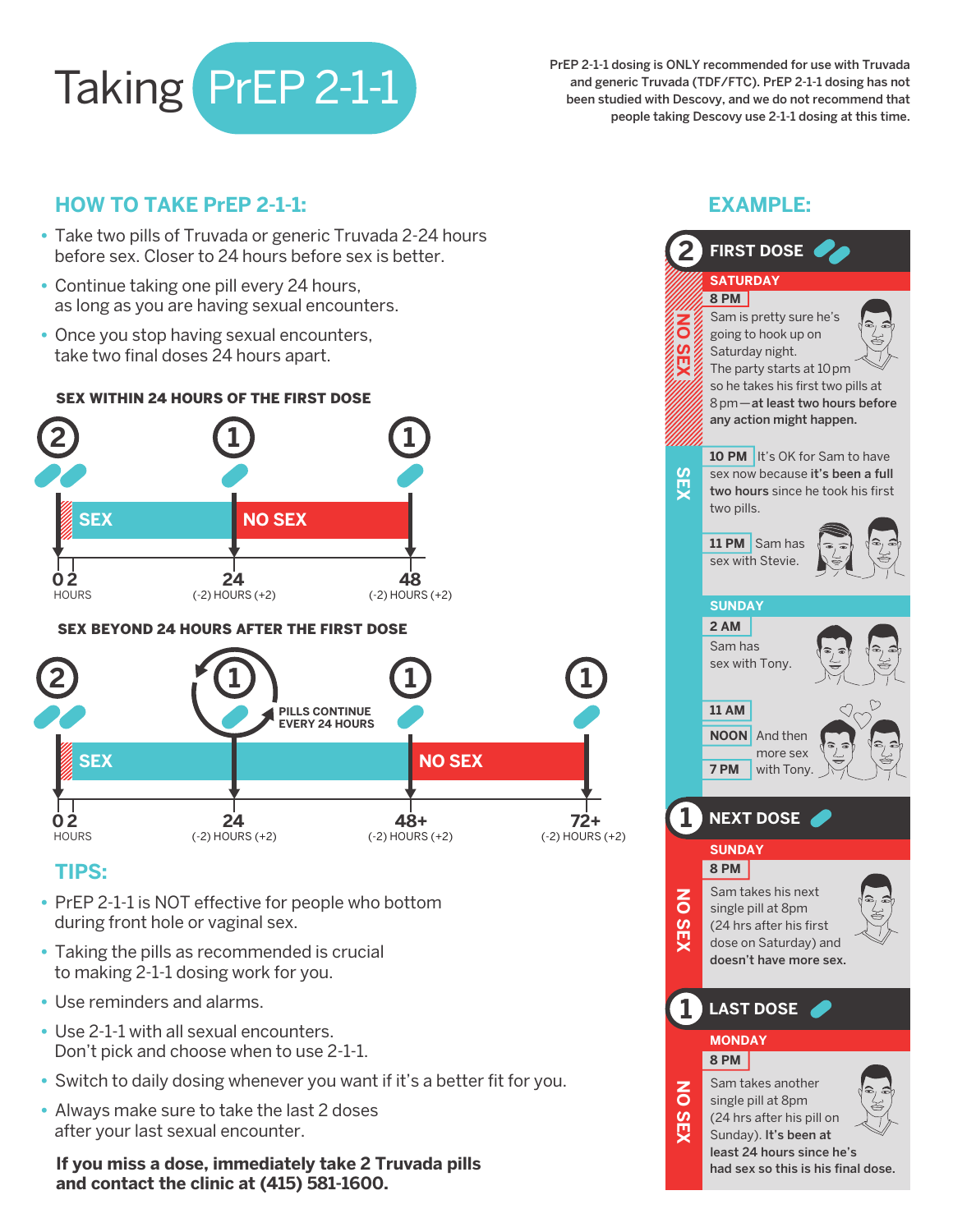# Taking PrEP 2-1-1

PrEP 2-1-1 dosing is ONLY recommended for use with Truvada and generic Truvada (TDF/FTC). PrEP 2-1-1 dosing has not been studied with Descovy, and we do not recommend that people taking Descovy use 2-1-1 dosing at this time.

## HOW TO TAKE PrEP 2-1-1:

- Take two pills of Truvada or generic Truvada 2-24 hours before sex. Closer to 24 hours before sex is better.
- Continue taking one pill every 24 hours, as long as you are having sexual encounters.
- Once you stop having sexual encounters, take two final doses 24 hours apart.

### SEX WITHIN 24 HOURS OF THE FIRST DOSE

2 — SEX — 1 — NO SEX — 1

0 2 HOURS | 24 (-2) HOURS (+2) | 48 (-2) HOURS (+2)

### SEX BEYOND 24 HOURS AFTER THE FIRST DOSE

2 — SEX — 1 (PILLS CONTINUE EVERY 24 HOURS) — 1 — NO SEX — 1

0 2 HOURS | 24 (-2) HOURS (+2) | 48+ (-2) HOURS (+2) | 72+ (-2) HOURS (+2)

## TIPS:

- PrEP 2-1-1 is NOT effective for people who bottom during front hole or vaginal sex.
- Taking the pills as recommended is crucial to making 2-1-1 dosing work for you.
- Use reminders and alarms.
- Use 2-1-1 with all sexual encounters. Don't pick and choose when to use 2-1-1.
- Switch to daily dosing whenever you want if it's a better fit for you.
- Always make sure to take the last 2 doses after your last sexual encounter.

**If you miss a dose, immediately take 2 Truvada pills and contact the clinic at (415) 581-1600.**

## EXAMPLE:

### 2 FIRST DOSE

**SATURDAY** (NO SEX)

**8 PM** Sam is pretty sure he's going to hook up on Saturday night. The party starts at 10 pm so he takes his first two pills at 8 pm—**at least two hours before any action might happen.**

(SEX)

**10 PM** It's OK for Sam to have sex now because **it's been a full two hours** since he took his first two pills.

**11 PM** Sam has sex with Stevie.

**SUNDAY**

**2 AM** Sam has sex with Tony.

**11 AM**
**NOON** And then more sex
**7 PM** with Tony.

### 1 NEXT DOSE

**SUNDAY** (NO SEX)

**8 PM** Sam takes his next single pill at 8pm (24 hrs after his first dose on Saturday) and **doesn't have more sex.**

### 1 LAST DOSE

**MONDAY** (NO SEX)

**8 PM** Sam takes another single pill at 8pm (24 hrs after his pill on Sunday). **It's been at least 24 hours since he's had sex so this is his final dose.**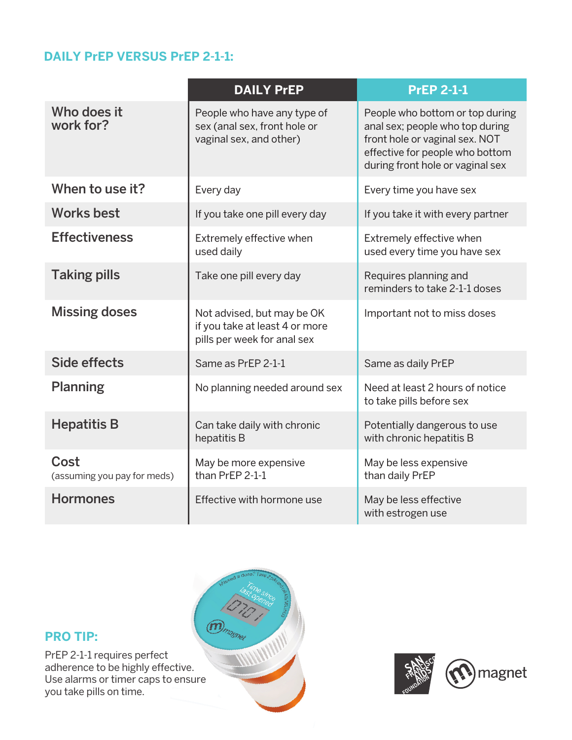## DAILY PrEP VERSUS PrEP 2-1-1:

| | DAILY PrEP | PrEP 2-1-1 |
|---|---|---|
| **Who does it work for?** | People who have any type of sex (anal sex, front hole or vaginal sex, and other) | People who bottom or top during anal sex; people who top during front hole or vaginal sex. NOT effective for people who bottom during front hole or vaginal sex |
| **When to use it?** | Every day | Every time you have sex |
| **Works best** | If you take one pill every day | If you take it with every partner |
| **Effectiveness** | Extremely effective when used daily | Extremely effective when used every time you have sex |
| **Taking pills** | Take one pill every day | Requires planning and reminders to take 2-1-1 doses |
| **Missing doses** | Not advised, but may be OK if you take at least 4 or more pills per week for anal sex | Important not to miss doses |
| **Side effects** | Same as PrEP 2-1-1 | Same as daily PrEP |
| **Planning** | No planning needed around sex | Need at least 2 hours of notice to take pills before sex |
| **Hepatitis B** | Can take daily with chronic hepatitis B | Potentially dangerous to use with chronic hepatitis B |
| **Cost** (assuming you pay for meds) | May be more expensive than PrEP 2-1-1 | May be less expensive than daily PrEP |
| **Hormones** | Effective with hormone use | May be less effective with estrogen use |

### PRO TIP:

PrEP 2-1-1 requires perfect adherence to be highly effective. Use alarms or timer caps to ensure you take pills on time.

San Francisco AIDS Foundation | magnet